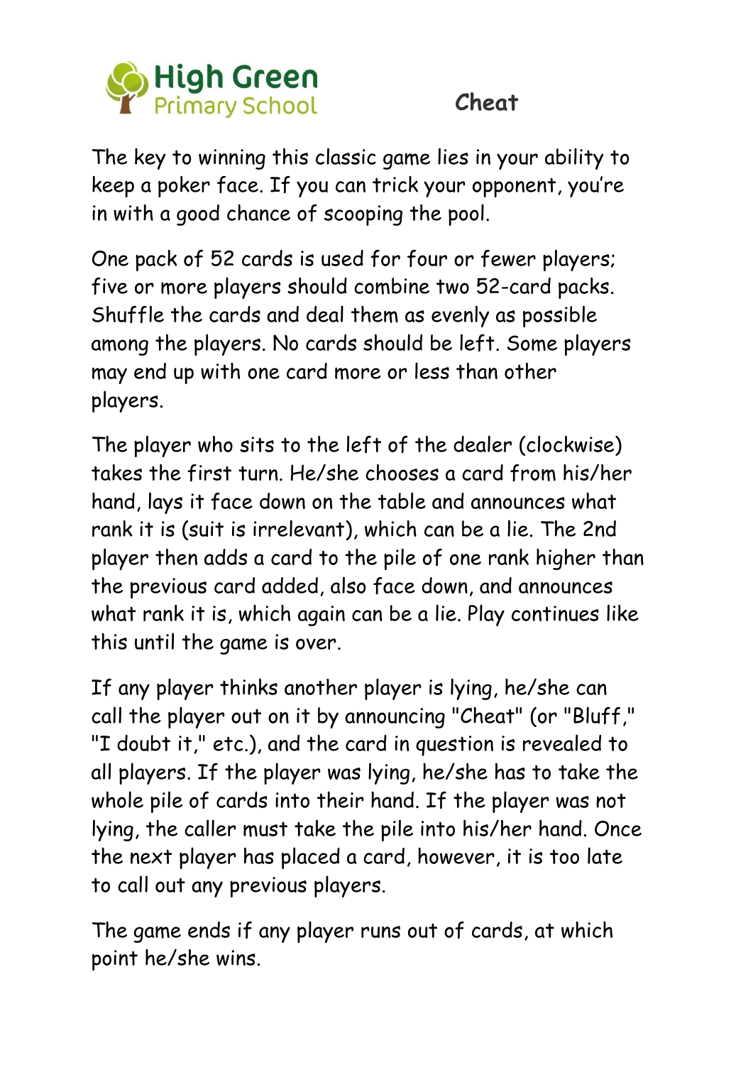High Green Primary School

# Cheat

The key to winning this classic game lies in your ability to keep a poker face. If you can trick your opponent, you're in with a good chance of scooping the pool.

One pack of 52 cards is used for four or fewer players; five or more players should combine two 52-card packs. Shuffle the cards and deal them as evenly as possible among the players. No cards should be left. Some players may end up with one card more or less than other players.

The player who sits to the left of the dealer (clockwise) takes the first turn. He/she chooses a card from his/her hand, lays it face down on the table and announces what rank it is (suit is irrelevant), which can be a lie. The 2nd player then adds a card to the pile of one rank higher than the previous card added, also face down, and announces what rank it is, which again can be a lie. Play continues like this until the game is over.

If any player thinks another player is lying, he/she can call the player out on it by announcing "Cheat" (or "Bluff," "I doubt it," etc.), and the card in question is revealed to all players. If the player was lying, he/she has to take the whole pile of cards into their hand. If the player was not lying, the caller must take the pile into his/her hand. Once the next player has placed a card, however, it is too late to call out any previous players.

The game ends if any player runs out of cards, at which point he/she wins.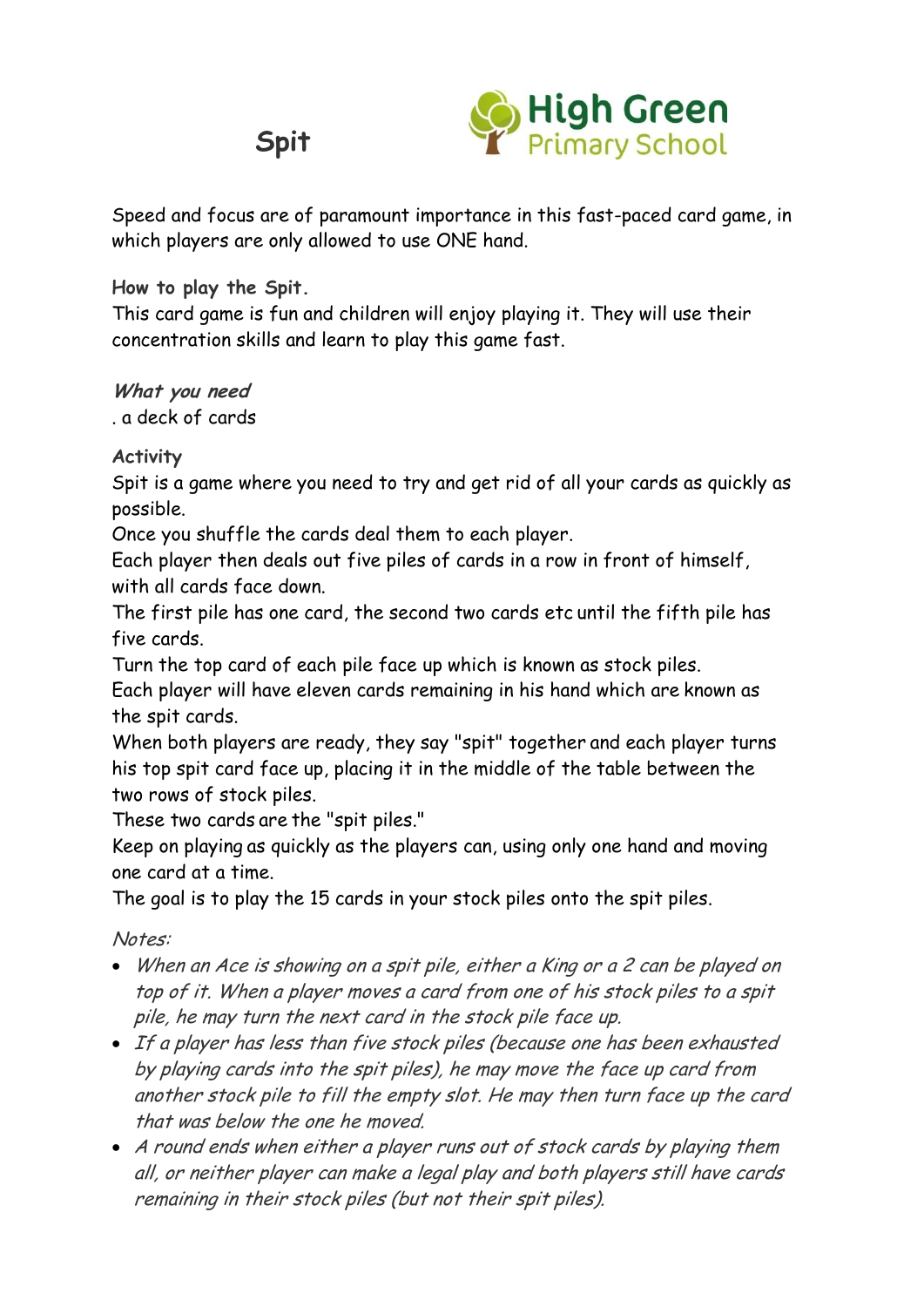# Spit

**High Green Primary School**

Speed and focus are of paramount importance in this fast-paced card game, in which players are only allowed to use ONE hand.

**How to play the Spit.**

This card game is fun and children will enjoy playing it. They will use their concentration skills and learn to play this game fast.

***What you need***

. a deck of cards

**Activity**

Spit is a game where you need to try and get rid of all your cards as quickly as possible.

Once you shuffle the cards deal them to each player.

Each player then deals out five piles of cards in a row in front of himself, with all cards face down.

The first pile has one card, the second two cards etc until the fifth pile has five cards.

Turn the top card of each pile face up which is known as stock piles.

Each player will have eleven cards remaining in his hand which are known as the spit cards.

When both players are ready, they say "spit" together and each player turns his top spit card face up, placing it in the middle of the table between the two rows of stock piles.

These two cards are the "spit piles."

Keep on playing as quickly as the players can, using only one hand and moving one card at a time.

The goal is to play the 15 cards in your stock piles onto the spit piles.

*Notes:*

- *When an Ace is showing on a spit pile, either a King or a 2 can be played on top of it. When a player moves a card from one of his stock piles to a spit pile, he may turn the next card in the stock pile face up.*
- *If a player has less than five stock piles (because one has been exhausted by playing cards into the spit piles), he may move the face up card from another stock pile to fill the empty slot. He may then turn face up the card that was below the one he moved.*
- *A round ends when either a player runs out of stock cards by playing them all, or neither player can make a legal play and both players still have cards remaining in their stock piles (but not their spit piles).*